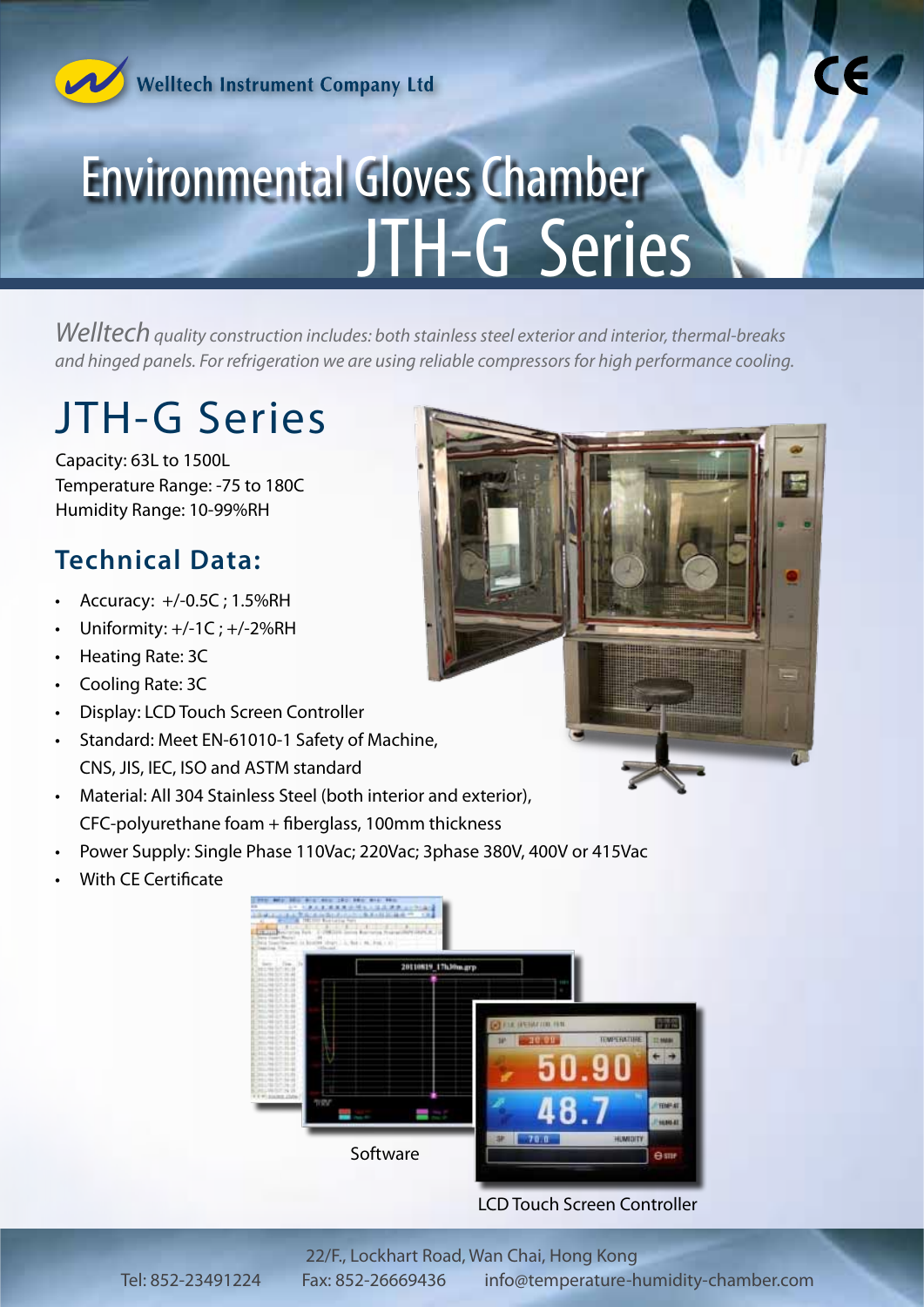Welltech Instrument Company Ltd

# Environmental Gloves Chamber JTH-G Series

*Welltech quality construction includes: both stainless steel exterior and interior, thermal-breaks and hinged panels. For refrigeration we are using reliable compressors for high performance cooling.*

## JTH-G Series

Capacity: 63L to 1500L
Temperature Range: -75 to 180C
Humidity Range: 10-99%RH

### Technical Data:

- Accuracy: +/-0.5C ; 1.5%RH
- Uniformity: +/-1C ; +/-2%RH
- Heating Rate: 3C
- Cooling Rate: 3C
- Display: LCD Touch Screen Controller
- Standard: Meet EN-61010-1 Safety of Machine, CNS, JIS, IEC, ISO and ASTM standard
- Material: All 304 Stainless Steel (both interior and exterior), CFC-polyurethane foam + fiberglass, 100mm thickness
- Power Supply: Single Phase 110Vac; 220Vac; 3phase 380V, 400V or 415Vac
- With CE Certificate

Software

LCD Touch Screen Controller

22/F., Lockhart Road, Wan Chai, Hong Kong
Tel: 852-23491224 Fax: 852-26669436 info@temperature-humidity-chamber.com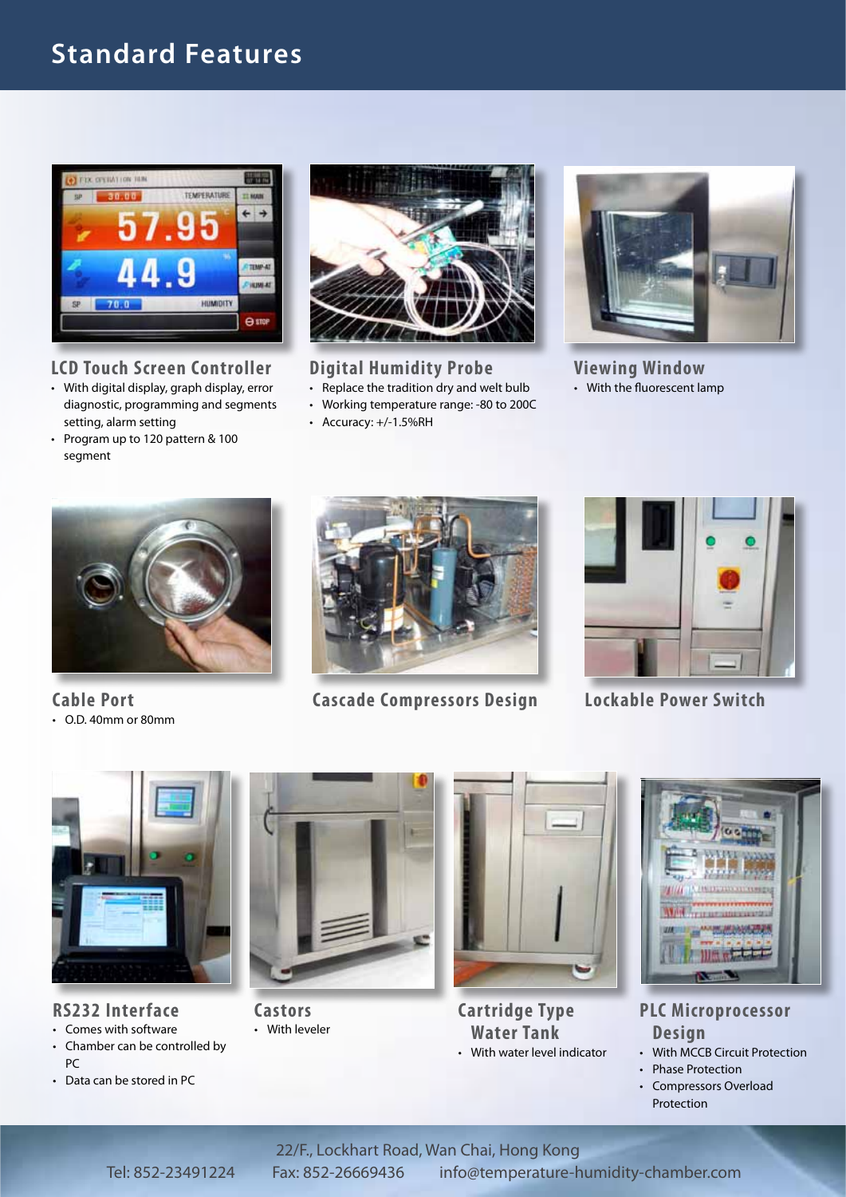# Standard Features

### LCD Touch Screen Controller

- With digital display, graph display, error diagnostic, programming and segments setting, alarm setting
- Program up to 120 pattern & 100 segment

### Digital Humidity Probe

- Replace the tradition dry and welt bulb
- Working temperature range: -80 to 200C
- Accuracy: +/-1.5%RH

### Viewing Window

- With the fluorescent lamp

### Cable Port

- O.D. 40mm or 80mm

### Cascade Compressors Design

### Lockable Power Switch

### RS232 Interface

- Comes with software
- Chamber can be controlled by PC
- Data can be stored in PC

### Castors

- With leveler

### Cartridge Type Water Tank

- With water level indicator

### PLC Microprocessor Design

- With MCCB Circuit Protection
- Phase Protection
- Compressors Overload Protection

22/F., Lockhart Road, Wan Chai, Hong Kong

Tel: 852-23491224 Fax: 852-26669436 info@temperature-humidity-chamber.com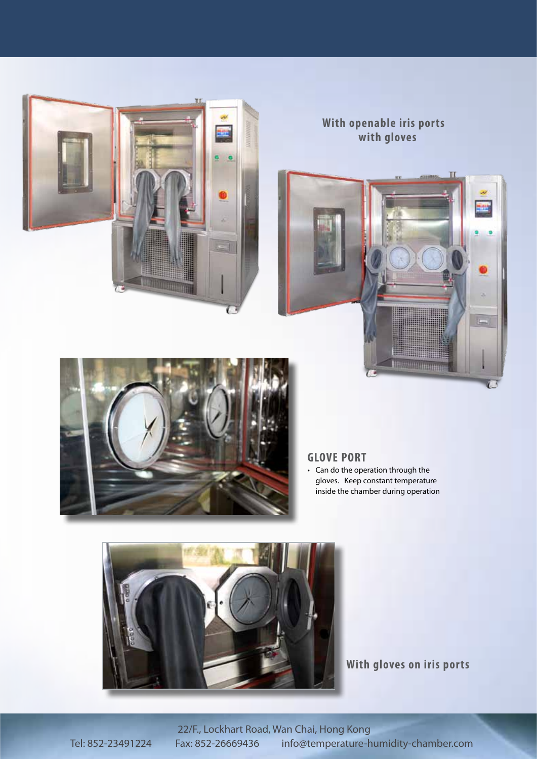**With openable iris ports with gloves**

## GLOVE PORT

- Can do the operation through the gloves. Keep constant temperature inside the chamber during operation

**With gloves on iris ports**

22/F., Lockhart Road, Wan Chai, Hong Kong

Tel: 852-23491224 Fax: 852-26669436 info@temperature-humidity-chamber.com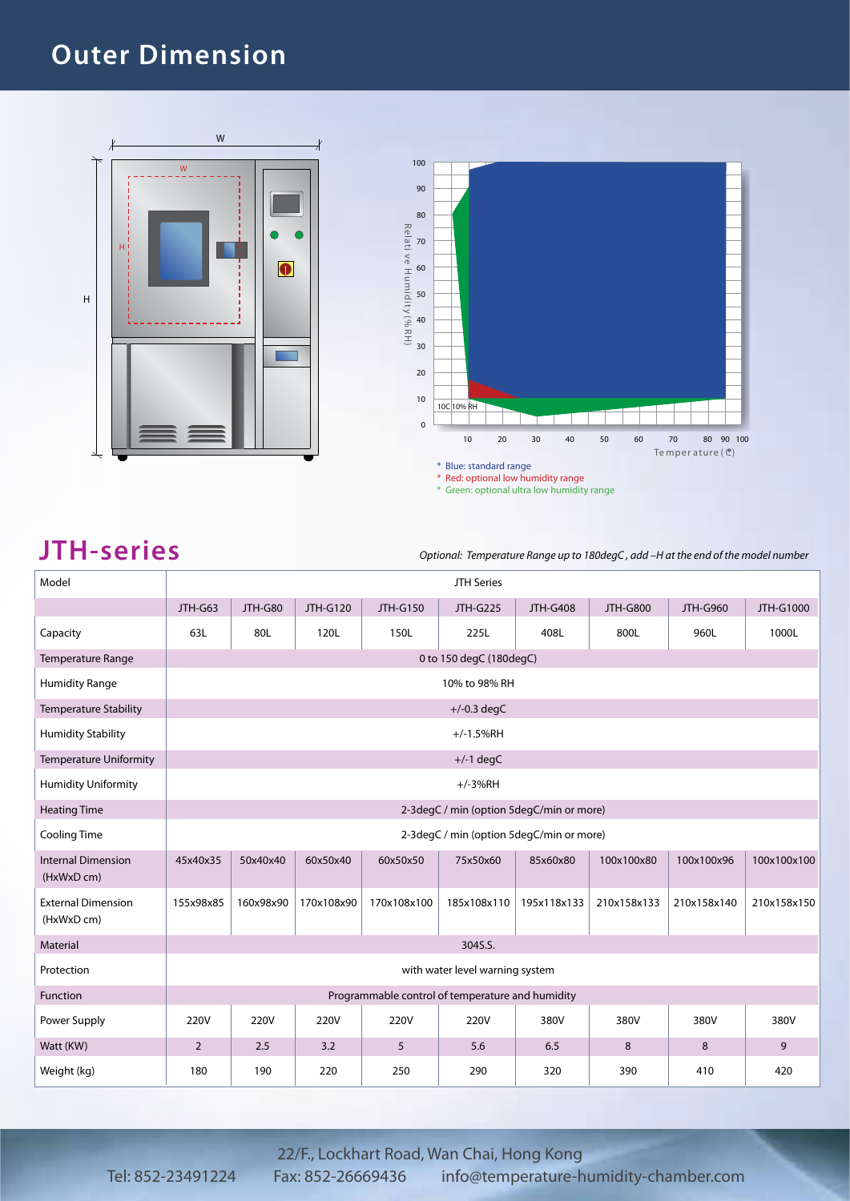# Outer Display

W

H

W

H

100
90
80
70
60
50
40
30
20
10
0

Relative Humidity (%RH)

10C 10% RH

10 20 30 40 50 60 70 80 90 100

Temperature (℃)

* Blue: standard range
* Red: optional low humidity range
* Green: optional ultra low humidity range

## JTH-series

*Optional: Temperature Range up to 180degC , add –H at the end of the model number*

| Model | JTH Series | | | | | | | | |
|---|---|---|---|---|---|---|---|---|---|
| | JTH-G63 | JTH-G80 | JTH-G120 | JTH-G150 | JTH-G225 | JTH-G408 | JTH-G800 | JTH-G960 | JTH-G1000 |
| Capacity | 63L | 80L | 120L | 150L | 225L | 408L | 800L | 960L | 1000L |
| Temperature Range | 0 to 150 degC (180degC) | | | | | | | | |
| Humidity Range | 10% to 98% RH | | | | | | | | |
| Temperature Stability | +/-0.3 degC | | | | | | | | |
| Humidity Stability | +/-1.5%RH | | | | | | | | |
| Temperature Uniformity | +/-1 degC | | | | | | | | |
| Humidity Uniformity | +/-3%RH | | | | | | | | |
| Heating Time | 2-3degC / min (option 5degC/min or more) | | | | | | | | |
| Cooling Time | 2-3degC / min (option 5degC/min or more) | | | | | | | | |
| Internal Dimension (HxWxD cm) | 45x40x35 | 50x40x40 | 60x50x40 | 60x50x50 | 75x50x60 | 85x60x80 | 100x100x80 | 100x100x96 | 100x100x100 |
| External Dimension (HxWxD cm) | 155x98x85 | 160x98x90 | 170x108x90 | 170x108x100 | 185x108x110 | 195x118x133 | 210x158x133 | 210x158x140 | 210x158x150 |
| Material | 304S.S. | | | | | | | | |
| Protection | with water level warning system | | | | | | | | |
| Function | Programmable control of temperature and humidity | | | | | | | | |
| Power Supply | 220V | 220V | 220V | 220V | 220V | 380V | 380V | 380V | 380V |
| Watt (KW) | 2 | 2.5 | 3.2 | 5 | 5.6 | 6.5 | 8 | 8 | 9 |
| Weight (kg) | 180 | 190 | 220 | 250 | 290 | 320 | 390 | 410 | 420 |

22/F., Lockhart Road, Wan Chai, Hong Kong

Tel: 852-23491224 Fax: 852-26669436 info@temperature-humidity-chamber.com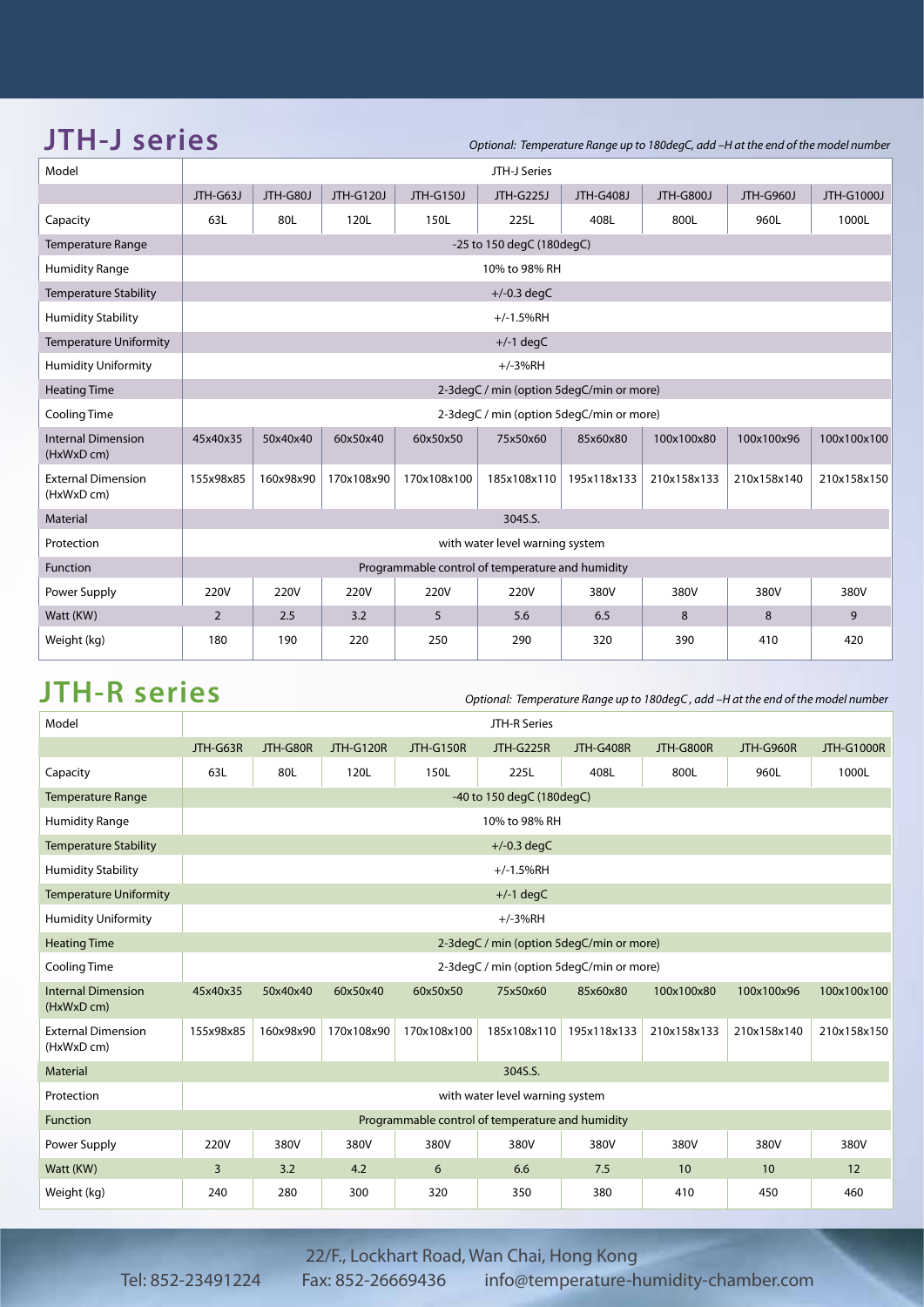## JTH-J series

*Optional: Temperature Range up to 180degC, add –H at the end of the model number*

| Model | JTH-J Series | | | | | | | | |
|---|---|---|---|---|---|---|---|---|---|
| | JTH-G63J | JTH-G80J | JTH-G120J | JTH-G150J | JTH-G225J | JTH-G408J | JTH-G800J | JTH-G960J | JTH-G1000J |
| Capacity | 63L | 80L | 120L | 150L | 225L | 408L | 800L | 960L | 1000L |
| Temperature Range | -25 to 150 degC (180degC) | | | | | | | | |
| Humidity Range | 10% to 98% RH | | | | | | | | |
| Temperature Stability | +/-0.3 degC | | | | | | | | |
| Humidity Stability | +/-1.5%RH | | | | | | | | |
| Temperature Uniformity | +/-1 degC | | | | | | | | |
| Humidity Uniformity | +/-3%RH | | | | | | | | |
| Heating Time | 2-3degC / min (option 5degC/min or more) | | | | | | | | |
| Cooling Time | 2-3degC / min (option 5degC/min or more) | | | | | | | | |
| Internal Dimension (HxWxD cm) | 45x40x35 | 50x40x40 | 60x50x40 | 60x50x50 | 75x50x60 | 85x60x80 | 100x100x80 | 100x100x96 | 100x100x100 |
| External Dimension (HxWxD cm) | 155x98x85 | 160x98x90 | 170x108x90 | 170x108x100 | 185x108x110 | 195x118x133 | 210x158x133 | 210x158x140 | 210x158x150 |
| Material | 304S.S. | | | | | | | | |
| Protection | with water level warning system | | | | | | | | |
| Function | Programmable control of temperature and humidity | | | | | | | | |
| Power Supply | 220V | 220V | 220V | 220V | 220V | 380V | 380V | 380V | 380V |
| Watt (KW) | 2 | 2.5 | 3.2 | 5 | 5.6 | 6.5 | 8 | 8 | 9 |
| Weight (kg) | 180 | 190 | 220 | 250 | 290 | 320 | 390 | 410 | 420 |

## JTH-R series

*Optional: Temperature Range up to 180degC , add –H at the end of the model number*

| Model | JTH-R Series | | | | | | | | |
|---|---|---|---|---|---|---|---|---|---|
| | JTH-G63R | JTH-G80R | JTH-G120R | JTH-G150R | JTH-G225R | JTH-G408R | JTH-G800R | JTH-G960R | JTH-G1000R |
| Capacity | 63L | 80L | 120L | 150L | 225L | 408L | 800L | 960L | 1000L |
| Temperature Range | -40 to 150 degC (180degC) | | | | | | | | |
| Humidity Range | 10% to 98% RH | | | | | | | | |
| Temperature Stability | +/-0.3 degC | | | | | | | | |
| Humidity Stability | +/-1.5%RH | | | | | | | | |
| Temperature Uniformity | +/-1 degC | | | | | | | | |
| Humidity Uniformity | +/-3%RH | | | | | | | | |
| Heating Time | 2-3degC / min (option 5degC/min or more) | | | | | | | | |
| Cooling Time | 2-3degC / min (option 5degC/min or more) | | | | | | | | |
| Internal Dimension (HxWxD cm) | 45x40x35 | 50x40x40 | 60x50x40 | 60x50x50 | 75x50x60 | 85x60x80 | 100x100x80 | 100x100x96 | 100x100x100 |
| External Dimension (HxWxD cm) | 155x98x85 | 160x98x90 | 170x108x90 | 170x108x100 | 185x108x110 | 195x118x133 | 210x158x133 | 210x158x140 | 210x158x150 |
| Material | 304S.S. | | | | | | | | |
| Protection | with water level warning system | | | | | | | | |
| Function | Programmable control of temperature and humidity | | | | | | | | |
| Power Supply | 220V | 380V | 380V | 380V | 380V | 380V | 380V | 380V | 380V |
| Watt (KW) | 3 | 3.2 | 4.2 | 6 | 6.6 | 7.5 | 10 | 10 | 12 |
| Weight (kg) | 240 | 280 | 300 | 320 | 350 | 380 | 410 | 450 | 460 |

22/F., Lockhart Road, Wan Chai, Hong Kong

Tel: 852-23491224 Fax: 852-26669436 info@temperature-humidity-chamber.com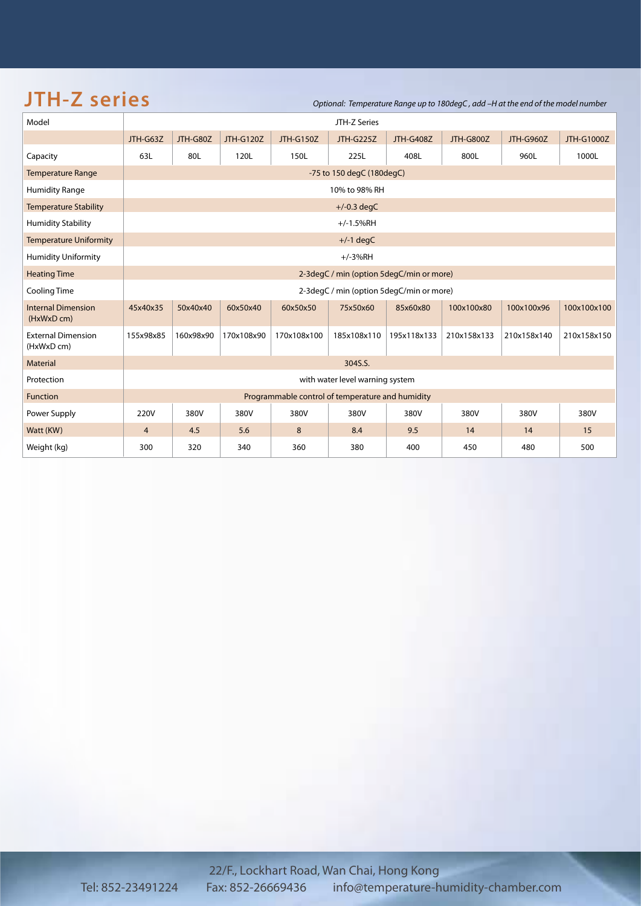# JTH-Z series

*Optional: Temperature Range up to 180degC , add –H at the end of the model number*

| Model | JTH-Z Series | | | | | | | | |
|---|---|---|---|---|---|---|---|---|---|
| | JTH-G63Z | JTH-G80Z | JTH-G120Z | JTH-G150Z | JTH-G225Z | JTH-G408Z | JTH-G800Z | JTH-G960Z | JTH-G1000Z |
| Capacity | 63L | 80L | 120L | 150L | 225L | 408L | 800L | 960L | 1000L |
| Temperature Range | -75 to 150 degC (180degC) | | | | | | | | |
| Humidity Range | 10% to 98% RH | | | | | | | | |
| Temperature Stability | +/-0.3 degC | | | | | | | | |
| Humidity Stability | +/-1.5%RH | | | | | | | | |
| Temperature Uniformity | +/-1 degC | | | | | | | | |
| Humidity Uniformity | +/-3%RH | | | | | | | | |
| Heating Time | 2-3degC / min (option 5degC/min or more) | | | | | | | | |
| Cooling Time | 2-3degC / min (option 5degC/min or more) | | | | | | | | |
| Internal Dimension (HxWxD cm) | 45x40x35 | 50x40x40 | 60x50x40 | 60x50x50 | 75x50x60 | 85x60x80 | 100x100x80 | 100x100x96 | 100x100x100 |
| External Dimension (HxWxD cm) | 155x98x85 | 160x98x90 | 170x108x90 | 170x108x100 | 185x108x110 | 195x118x133 | 210x158x133 | 210x158x140 | 210x158x150 |
| Material | 304S.S. | | | | | | | | |
| Protection | with water level warning system | | | | | | | | |
| Function | Programmable control of temperature and humidity | | | | | | | | |
| Power Supply | 220V | 380V | 380V | 380V | 380V | 380V | 380V | 380V | 380V |
| Watt (KW) | 4 | 4.5 | 5.6 | 8 | 8.4 | 9.5 | 14 | 14 | 15 |
| Weight (kg) | 300 | 320 | 340 | 360 | 380 | 400 | 450 | 480 | 500 |

22/F., Lockhart Road, Wan Chai, Hong Kong

Tel: 852-23491224 Fax: 852-26669436 info@temperature-humidity-chamber.com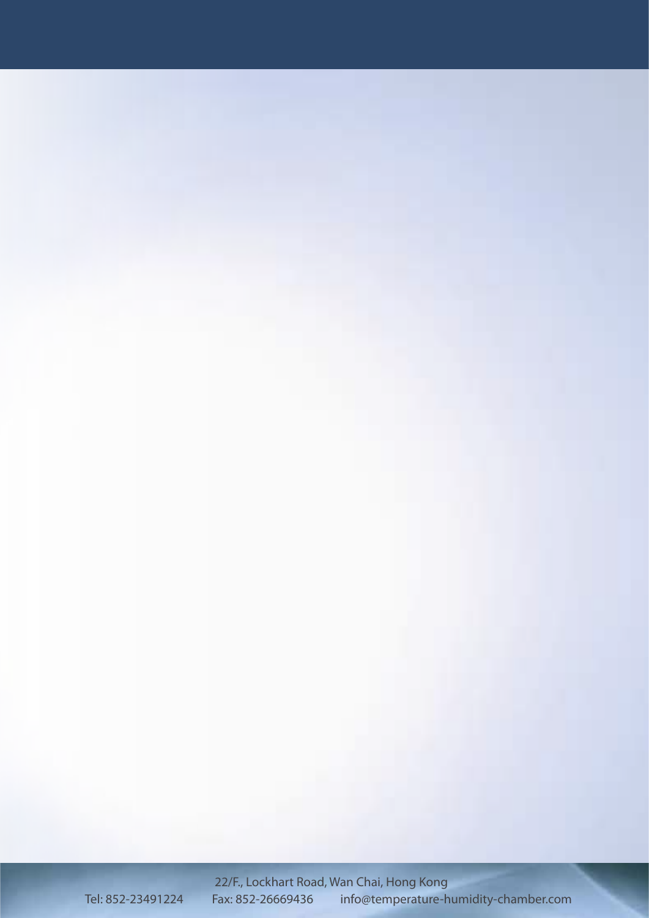22/F., Lockhart Road, Wan Chai, Hong Kong

Tel: 852-23491224　　Fax: 852-26669436　　info@temperature-humidity-chamber.com